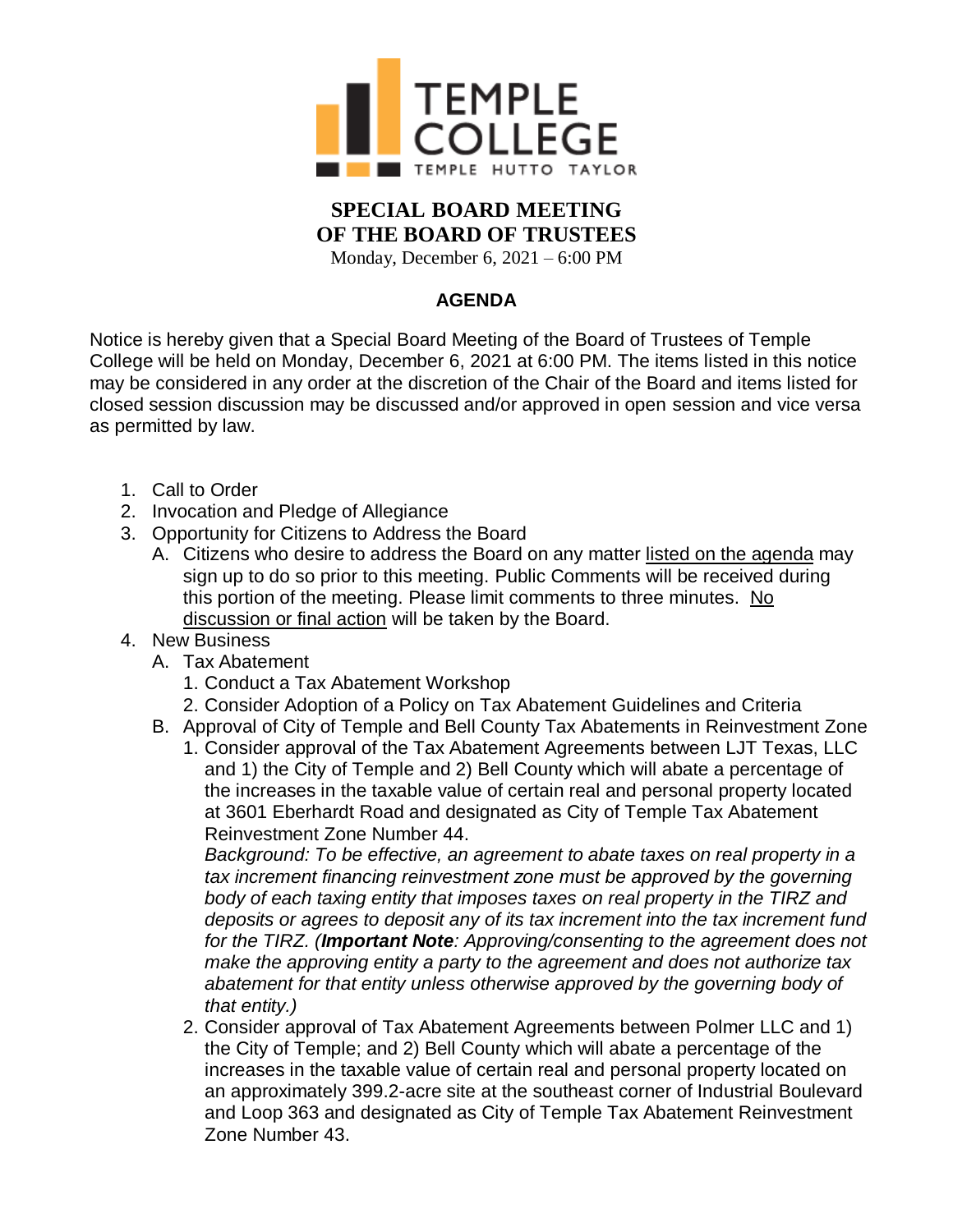TEMPLE COLLEGE

TEMPLE HUTTO TAYLOR

# SPECIAL BOARD MEETING OF THE BOARD OF TRUSTEES

Monday, December 6, 2021 – 6:00 PM

## AGENDA

Notice is hereby given that a Special Board Meeting of the Board of Trustees of Temple College will be held on Monday, December 6, 2021 at 6:00 PM. The items listed in this notice may be considered in any order at the discretion of the Chair of the Board and items listed for closed session discussion may be discussed and/or approved in open session and vice versa as permitted by law.

1. Call to Order
2. Invocation and Pledge of Allegiance
3. Opportunity for Citizens to Address the Board
   A. Citizens who desire to address the Board on any matter listed on the agenda may sign up to do so prior to this meeting. Public Comments will be received during this portion of the meeting. Please limit comments to three minutes. No discussion or final action will be taken by the Board.
4. New Business
   A. Tax Abatement
      1. Conduct a Tax Abatement Workshop
      2. Consider Adoption of a Policy on Tax Abatement Guidelines and Criteria
   B. Approval of City of Temple and Bell County Tax Abatements in Reinvestment Zone
      1. Consider approval of the Tax Abatement Agreements between LJT Texas, LLC and 1) the City of Temple and 2) Bell County which will abate a percentage of the increases in the taxable value of certain real and personal property located at 3601 Eberhardt Road and designated as City of Temple Tax Abatement Reinvestment Zone Number 44.
         *Background: To be effective, an agreement to abate taxes on real property in a tax increment financing reinvestment zone must be approved by the governing body of each taxing entity that imposes taxes on real property in the TIRZ and deposits or agrees to deposit any of its tax increment into the tax increment fund for the TIRZ. (**Important Note**: Approving/consenting to the agreement does not make the approving entity a party to the agreement and does not authorize tax abatement for that entity unless otherwise approved by the governing body of that entity.)*
      2. Consider approval of Tax Abatement Agreements between Polmer LLC and 1) the City of Temple; and 2) Bell County which will abate a percentage of the increases in the taxable value of certain real and personal property located on an approximately 399.2-acre site at the southeast corner of Industrial Boulevard and Loop 363 and designated as City of Temple Tax Abatement Reinvestment Zone Number 43.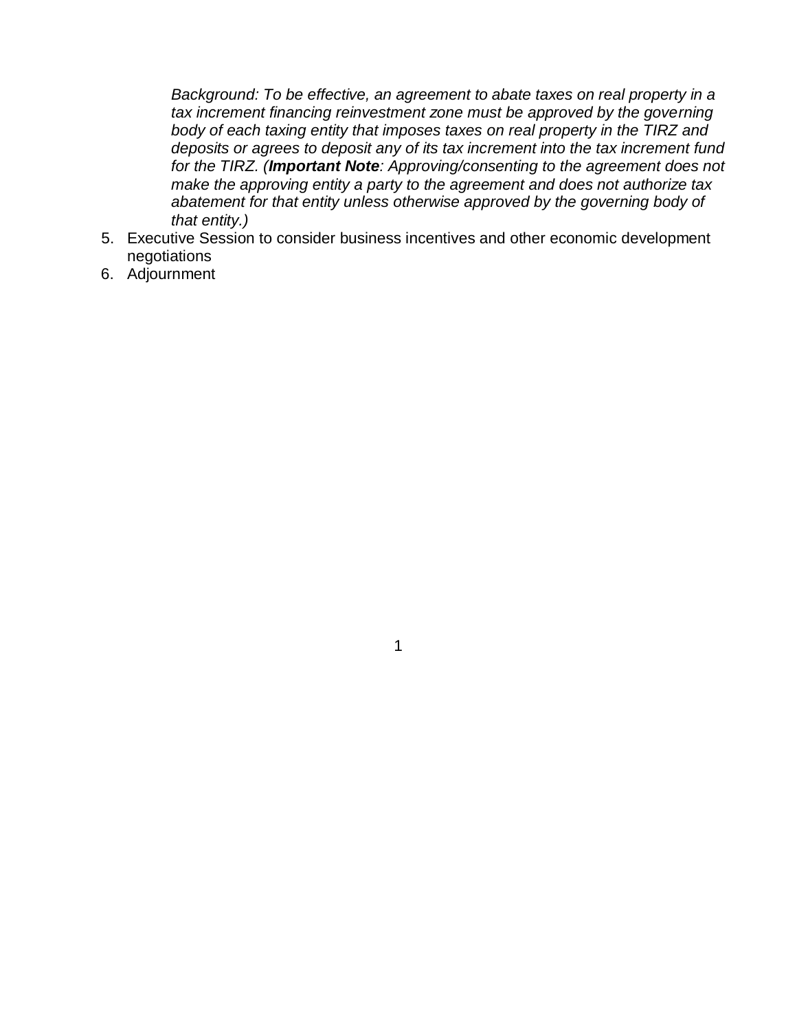*Background: To be effective, an agreement to abate taxes on real property in a tax increment financing reinvestment zone must be approved by the governing body of each taxing entity that imposes taxes on real property in the TIRZ and deposits or agrees to deposit any of its tax increment into the tax increment fund for the TIRZ. (**Important Note**: Approving/consenting to the agreement does not make the approving entity a party to the agreement and does not authorize tax abatement for that entity unless otherwise approved by the governing body of that entity.)*

5. Executive Session to consider business incentives and other economic development negotiations
6. Adjournment